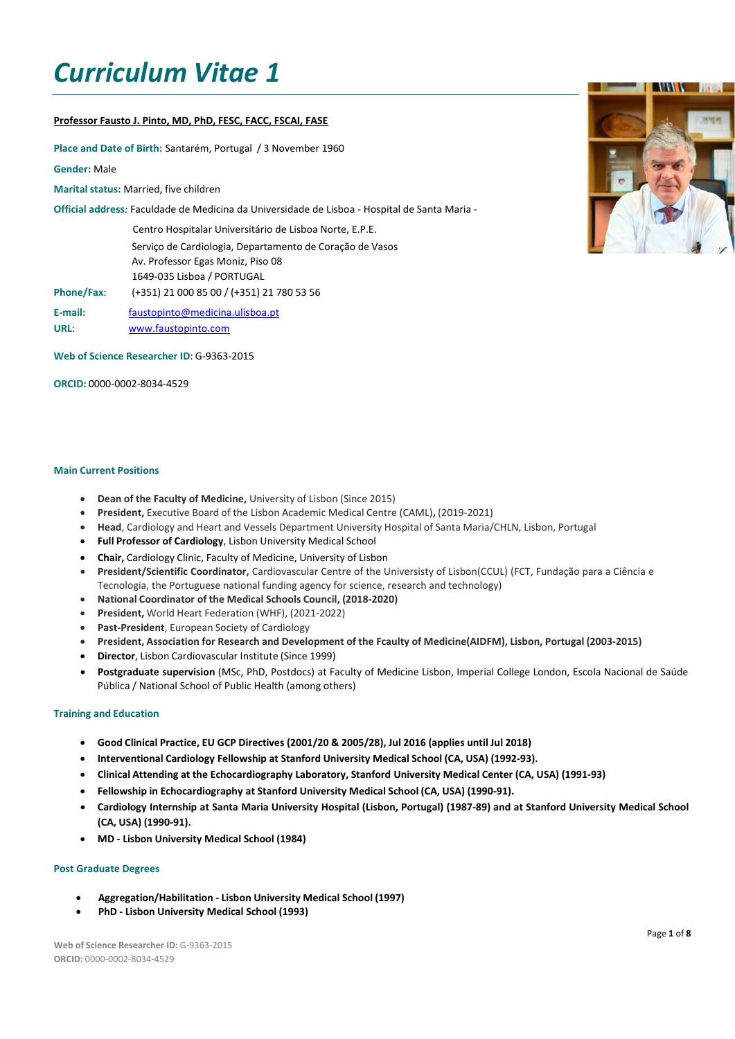# *Curriculum Vitae 1*

**Professor Fausto J. Pinto, MD, PhD, FESC, FACC, FSCAI, FASE**

**Place and Date of Birth:** Santarém, Portugal / 3 November 1960

**Gender:** Male

**Marital status:** Married, five children

**Official address:** Faculdade de Medicina da Universidade de Lisboa - Hospital de Santa Maria -
Centro Hospitalar Universitário de Lisboa Norte, E.P.E.
Serviço de Cardiologia, Departamento de Coração de Vasos
Av. Professor Egas Moniz, Piso 08
1649-035 Lisboa / PORTUGAL

**Phone/Fax:** (+351) 21 000 85 00 / (+351) 21 780 53 56

**E-mail:** faustopinto@medicina.ulisboa.pt

**URL:** www.faustopinto.com

**Web of Science Researcher ID**: G-9363-2015

**ORCID:** 0000-0002-8034-4529

### Main Current Positions

- **Dean of the Faculty of Medicine,** University of Lisbon (Since 2015)
- **President,** Executive Board of the Lisbon Academic Medical Centre (CAML)**,** (2019-2021)
- **Head**, Cardiology and Heart and Vessels Department University Hospital of Santa Maria/CHLN, Lisbon, Portugal
- **Full Professor of Cardiology**, Lisbon University Medical School
- **Chair,** Cardiology Clinic, Faculty of Medicine, University of Lisbon
- **President/Scientific Coordinator,** Cardiovascular Centre of the Universisty of Lisbon(CCUL) (FCT, Fundação para a Ciência e Tecnologia, the Portuguese national funding agency for science, research and technology)
- **National Coordinator of the Medical Schools Council, (2018-2020)**
- **President,** World Heart Federation (WHF), (2021-2022)
- **Past-President**, European Society of Cardiology
- **President, Association for Research and Development of the Fcaulty of Medicine(AIDFM), Lisbon, Portugal (2003-2015)**
- **Director**, Lisbon Cardiovascular Institute (Since 1999)
- **Postgraduate supervision** (MSc, PhD, Postdocs) at Faculty of Medicine Lisbon, Imperial College London, Escola Nacional de Saúde Pública / National School of Public Health (among others)

### Training and Education

- **Good Clinical Practice, EU GCP Directives (2001/20 & 2005/28), Jul 2016 (applies until Jul 2018)**
- **Interventional Cardiology Fellowship at Stanford University Medical School (CA, USA) (1992-93).**
- **Clinical Attending at the Echocardiography Laboratory, Stanford University Medical Center (CA, USA) (1991-93)**
- **Fellowship in Echocardiography at Stanford University Medical School (CA, USA) (1990-91).**
- **Cardiology Internship at Santa Maria University Hospital (Lisbon, Portugal) (1987-89) and at Stanford University Medical School (CA, USA) (1990-91).**
- **MD - Lisbon University Medical School (1984)**

### Post Graduate Degrees

- **Aggregation/Habilitation - Lisbon University Medical School (1997)**
- **PhD - Lisbon University Medical School (1993)**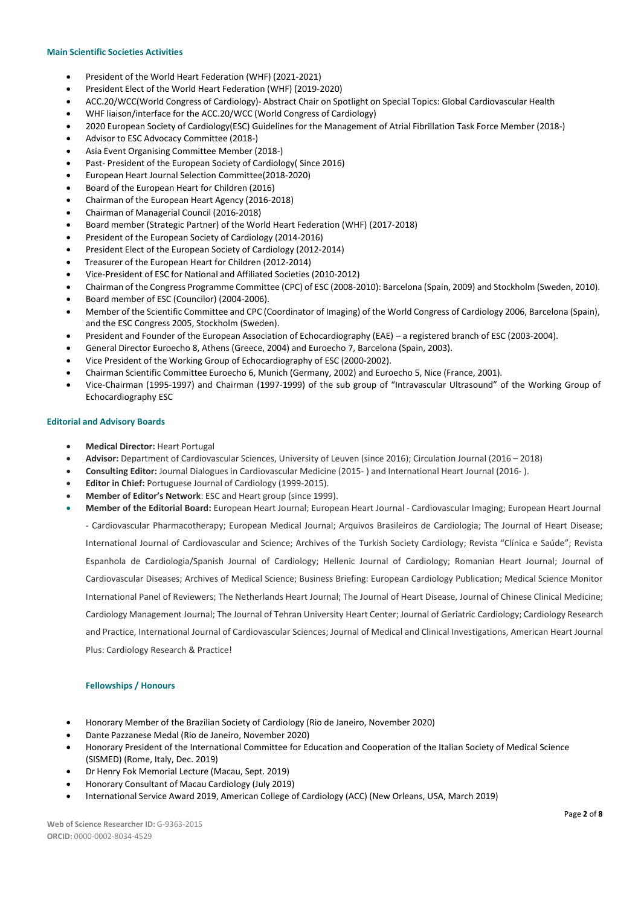### Main Scientific Societies Activities

- President of the World Heart Federation (WHF) (2021-2021)
- President Elect of the World Heart Federation (WHF) (2019-2020)
- ACC.20/WCC(World Congress of Cardiology)- Abstract Chair on Spotlight on Special Topics: Global Cardiovascular Health
- WHF liaison/interface for the ACC.20/WCC (World Congress of Cardiology)
- 2020 European Society of Cardiology(ESC) Guidelines for the Management of Atrial Fibrillation Task Force Member (2018-)
- Advisor to ESC Advocacy Committee (2018-)
- Asia Event Organising Committee Member (2018-)
- Past- President of the European Society of Cardiology( Since 2016)
- European Heart Journal Selection Committee(2018-2020)
- Board of the European Heart for Children (2016)
- Chairman of the European Heart Agency (2016-2018)
- Chairman of Managerial Council (2016-2018)
- Board member (Strategic Partner) of the World Heart Federation (WHF) (2017-2018)
- President of the European Society of Cardiology (2014-2016)
- President Elect of the European Society of Cardiology (2012-2014)
- Treasurer of the European Heart for Children (2012-2014)
- Vice-President of ESC for National and Affiliated Societies (2010-2012)
- Chairman of the Congress Programme Committee (CPC) of ESC (2008-2010): Barcelona (Spain, 2009) and Stockholm (Sweden, 2010).
- Board member of ESC (Councilor) (2004-2006).
- Member of the Scientific Committee and CPC (Coordinator of Imaging) of the World Congress of Cardiology 2006, Barcelona (Spain), and the ESC Congress 2005, Stockholm (Sweden).
- President and Founder of the European Association of Echocardiography (EAE) – a registered branch of ESC (2003-2004).
- General Director Euroecho 8, Athens (Greece, 2004) and Euroecho 7, Barcelona (Spain, 2003).
- Vice President of the Working Group of Echocardiography of ESC (2000-2002).
- Chairman Scientific Committee Euroecho 6, Munich (Germany, 2002) and Euroecho 5, Nice (France, 2001).
- Vice-Chairman (1995-1997) and Chairman (1997-1999) of the sub group of "Intravascular Ultrasound" of the Working Group of Echocardiography ESC

### Editorial and Advisory Boards

- **Medical Director:** Heart Portugal
- **Advisor:** Department of Cardiovascular Sciences, University of Leuven (since 2016); Circulation Journal (2016 – 2018)
- **Consulting Editor:** Journal Dialogues in Cardiovascular Medicine (2015- ) and International Heart Journal (2016- ).
- **Editor in Chief:** Portuguese Journal of Cardiology (1999-2015).
- **Member of Editor's Network**: ESC and Heart group (since 1999).
- **Member of the Editorial Board:** European Heart Journal; European Heart Journal - Cardiovascular Imaging; European Heart Journal - Cardiovascular Pharmacotherapy; European Medical Journal; Arquivos Brasileiros de Cardiologia; The Journal of Heart Disease; International Journal of Cardiovascular and Science; Archives of the Turkish Society Cardiology; Revista "Clínica e Saúde"; Revista Espanhola de Cardiologia/Spanish Journal of Cardiology; Hellenic Journal of Cardiology; Romanian Heart Journal; Journal of Cardiovascular Diseases; Archives of Medical Science; Business Briefing: European Cardiology Publication; Medical Science Monitor International Panel of Reviewers; The Netherlands Heart Journal; The Journal of Heart Disease, Journal of Chinese Clinical Medicine; Cardiology Management Journal; The Journal of Tehran University Heart Center; Journal of Geriatric Cardiology; Cardiology Research and Practice, International Journal of Cardiovascular Sciences; Journal of Medical and Clinical Investigations, American Heart Journal Plus: Cardiology Research & Practice!

### Fellowships / Honours

- Honorary Member of the Brazilian Society of Cardiology (Rio de Janeiro, November 2020)
- Dante Pazzanese Medal (Rio de Janeiro, November 2020)
- Honorary President of the International Committee for Education and Cooperation of the Italian Society of Medical Science (SISMED) (Rome, Italy, Dec. 2019)
- Dr Henry Fok Memorial Lecture (Macau, Sept. 2019)
- Honorary Consultant of Macau Cardiology (July 2019)
- International Service Award 2019, American College of Cardiology (ACC) (New Orleans, USA, March 2019)

**Web of Science Researcher ID:** G-9363-2015
**ORCID:** 0000-0002-8034-4529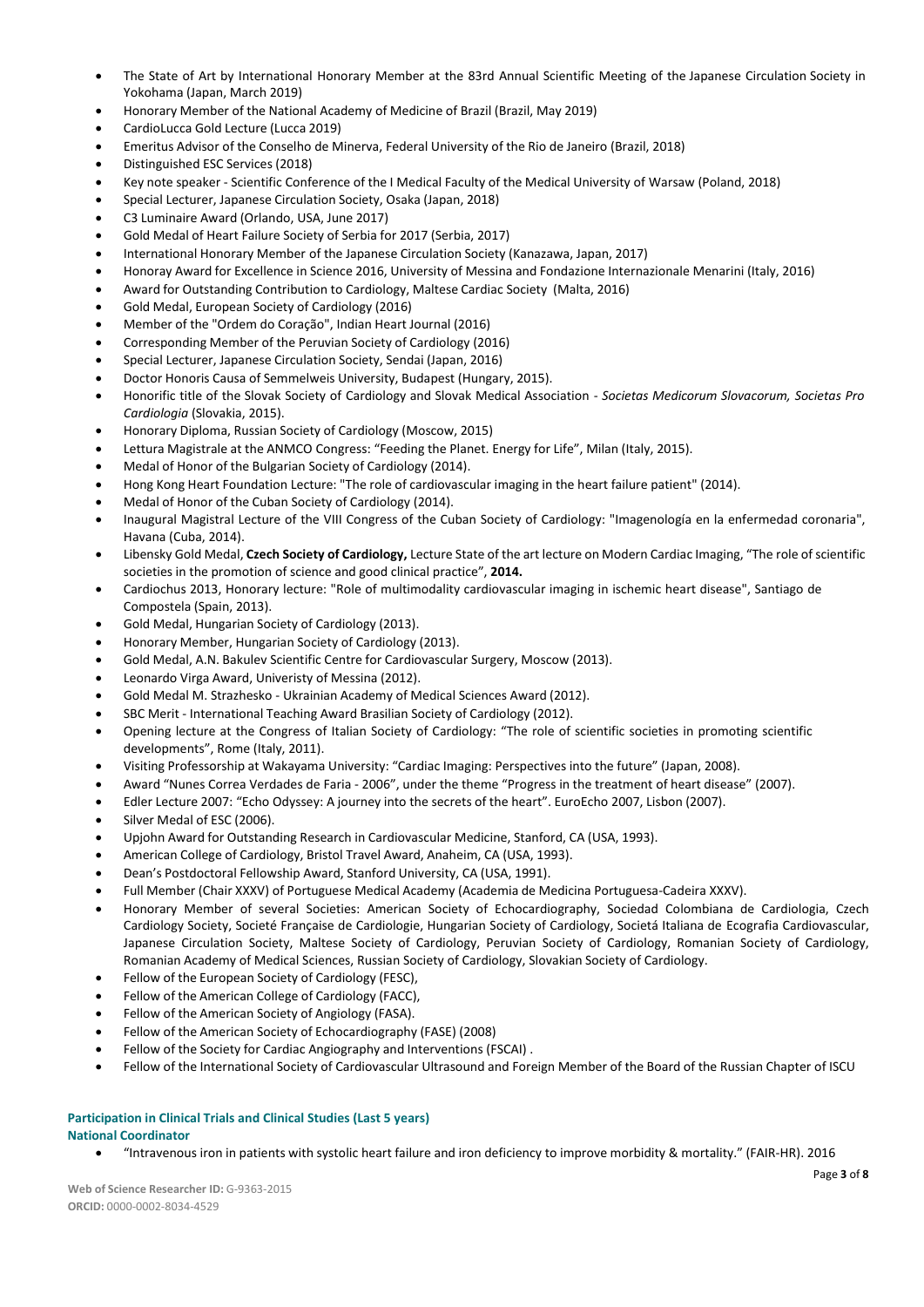- The State of Art by International Honorary Member at the 83rd Annual Scientific Meeting of the Japanese Circulation Society in Yokohama (Japan, March 2019)
- Honorary Member of the National Academy of Medicine of Brazil (Brazil, May 2019)
- CardioLucca Gold Lecture (Lucca 2019)
- Emeritus Advisor of the Conselho de Minerva, Federal University of the Rio de Janeiro (Brazil, 2018)
- Distinguished ESC Services (2018)
- Key note speaker - Scientific Conference of the I Medical Faculty of the Medical University of Warsaw (Poland, 2018)
- Special Lecturer, Japanese Circulation Society, Osaka (Japan, 2018)
- C3 Luminaire Award (Orlando, USA, June 2017)
- Gold Medal of Heart Failure Society of Serbia for 2017 (Serbia, 2017)
- International Honorary Member of the Japanese Circulation Society (Kanazawa, Japan, 2017)
- Honoray Award for Excellence in Science 2016, University of Messina and Fondazione Internazionale Menarini (Italy, 2016)
- Award for Outstanding Contribution to Cardiology, Maltese Cardiac Society (Malta, 2016)
- Gold Medal, European Society of Cardiology (2016)
- Member of the "Ordem do Coração", Indian Heart Journal (2016)
- Corresponding Member of the Peruvian Society of Cardiology (2016)
- Special Lecturer, Japanese Circulation Society, Sendai (Japan, 2016)
- Doctor Honoris Causa of Semmelweis University, Budapest (Hungary, 2015).
- Honorific title of the Slovak Society of Cardiology and Slovak Medical Association - *Societas Medicorum Slovacorum, Societas Pro Cardiologia* (Slovakia, 2015).
- Honorary Diploma, Russian Society of Cardiology (Moscow, 2015)
- Lettura Magistrale at the ANMCO Congress: "Feeding the Planet. Energy for Life", Milan (Italy, 2015).
- Medal of Honor of the Bulgarian Society of Cardiology (2014).
- Hong Kong Heart Foundation Lecture: "The role of cardiovascular imaging in the heart failure patient" (2014).
- Medal of Honor of the Cuban Society of Cardiology (2014).
- Inaugural Magistral Lecture of the VIII Congress of the Cuban Society of Cardiology: "Imagenología en la enfermedad coronaria", Havana (Cuba, 2014).
- Libensky Gold Medal, **Czech Society of Cardiology,** Lecture State of the art lecture on Modern Cardiac Imaging, "The role of scientific societies in the promotion of science and good clinical practice", **2014.**
- Cardiochus 2013, Honorary lecture: "Role of multimodality cardiovascular imaging in ischemic heart disease", Santiago de Compostela (Spain, 2013).
- Gold Medal, Hungarian Society of Cardiology (2013).
- Honorary Member, Hungarian Society of Cardiology (2013).
- Gold Medal, A.N. Bakulev Scientific Centre for Cardiovascular Surgery, Moscow (2013).
- Leonardo Virga Award, Univeristy of Messina (2012).
- Gold Medal M. Strazhesko - Ukrainian Academy of Medical Sciences Award (2012).
- SBC Merit - International Teaching Award Brasilian Society of Cardiology (2012).
- Opening lecture at the Congress of Italian Society of Cardiology: "The role of scientific societies in promoting scientific developments", Rome (Italy, 2011).
- Visiting Professorship at Wakayama University: "Cardiac Imaging: Perspectives into the future" (Japan, 2008).
- Award "Nunes Correa Verdades de Faria - 2006", under the theme "Progress in the treatment of heart disease" (2007).
- Edler Lecture 2007: "Echo Odyssey: A journey into the secrets of the heart". EuroEcho 2007, Lisbon (2007).
- Silver Medal of ESC (2006).
- Upjohn Award for Outstanding Research in Cardiovascular Medicine, Stanford, CA (USA, 1993).
- American College of Cardiology, Bristol Travel Award, Anaheim, CA (USA, 1993).
- Dean's Postdoctoral Fellowship Award, Stanford University, CA (USA, 1991).
- Full Member (Chair XXXV) of Portuguese Medical Academy (Academia de Medicina Portuguesa-Cadeira XXXV).
- Honorary Member of several Societies: American Society of Echocardiography, Sociedad Colombiana de Cardiologia, Czech Cardiology Society, Societé Française de Cardiologie, Hungarian Society of Cardiology, Societá Italiana de Ecografia Cardiovascular, Japanese Circulation Society, Maltese Society of Cardiology, Peruvian Society of Cardiology, Romanian Society of Cardiology, Romanian Academy of Medical Sciences, Russian Society of Cardiology, Slovakian Society of Cardiology.
- Fellow of the European Society of Cardiology (FESC),
- Fellow of the American College of Cardiology (FACC),
- Fellow of the American Society of Angiology (FASA).
- Fellow of the American Society of Echocardiography (FASE) (2008)
- Fellow of the Society for Cardiac Angiography and Interventions (FSCAI) .
- Fellow of the International Society of Cardiovascular Ultrasound and Foreign Member of the Board of the Russian Chapter of ISCU

### Participation in Clinical Trials and Clinical Studies (Last 5 years)

#### National Coordinator

- "Intravenous iron in patients with systolic heart failure and iron deficiency to improve morbidity & mortality." (FAIR-HR). 2016

**Web of Science Researcher ID:** G-9363-2015
**ORCID:** 0000-0002-8034-4529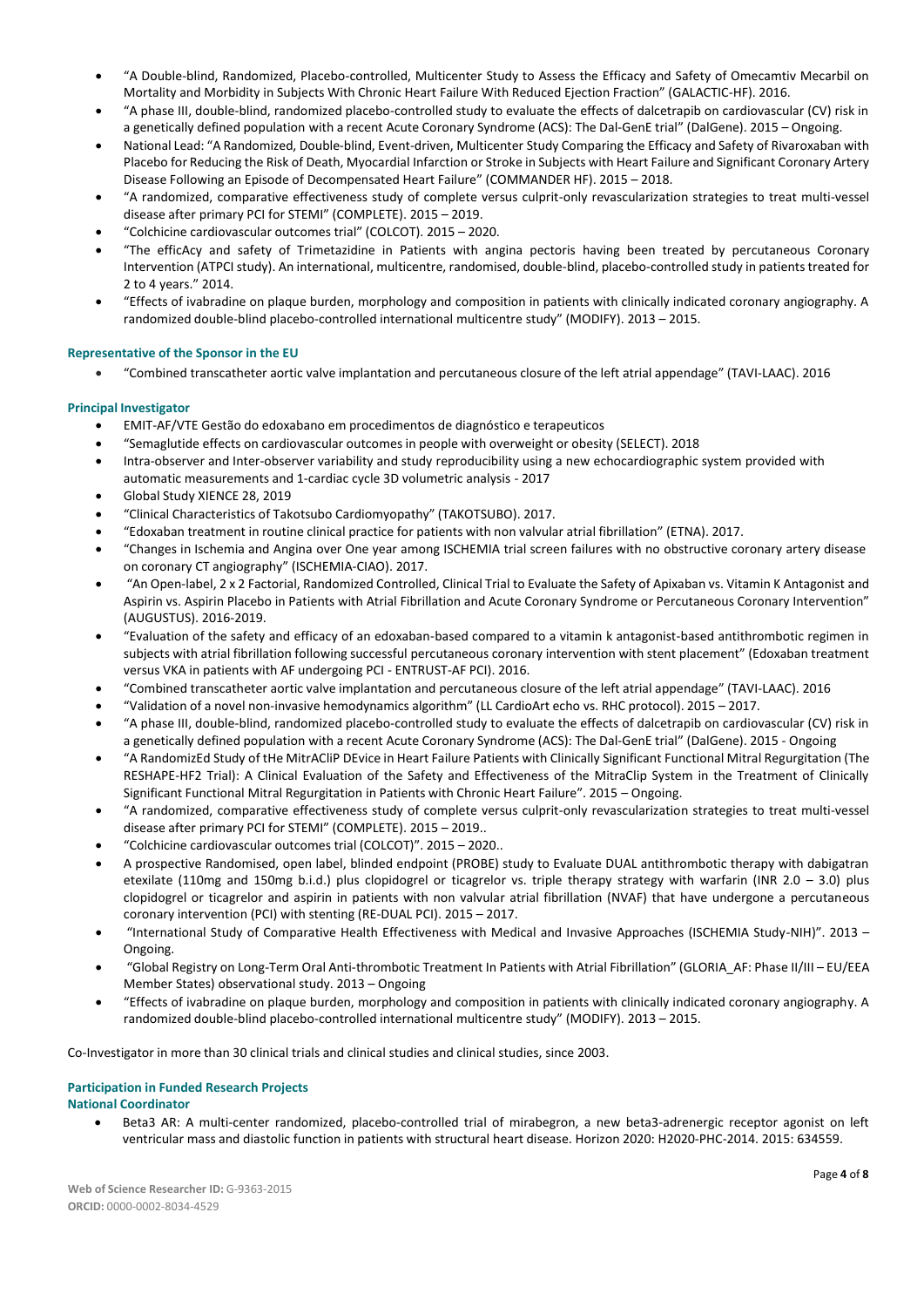- "A Double-blind, Randomized, Placebo-controlled, Multicenter Study to Assess the Efficacy and Safety of Omecamtiv Mecarbil on Mortality and Morbidity in Subjects With Chronic Heart Failure With Reduced Ejection Fraction" (GALACTIC-HF). 2016.
- "A phase III, double-blind, randomized placebo-controlled study to evaluate the effects of dalcetrapib on cardiovascular (CV) risk in a genetically defined population with a recent Acute Coronary Syndrome (ACS): The Dal-GenE trial" (DalGene). 2015 – Ongoing.
- National Lead: "A Randomized, Double-blind, Event-driven, Multicenter Study Comparing the Efficacy and Safety of Rivaroxaban with Placebo for Reducing the Risk of Death, Myocardial Infarction or Stroke in Subjects with Heart Failure and Significant Coronary Artery Disease Following an Episode of Decompensated Heart Failure" (COMMANDER HF). 2015 – 2018.
- "A randomized, comparative effectiveness study of complete versus culprit-only revascularization strategies to treat multi-vessel disease after primary PCI for STEMI" (COMPLETE). 2015 – 2019.
- "Colchicine cardiovascular outcomes trial" (COLCOT). 2015 – 2020.
- "The efficAcy and safety of Trimetazidine in Patients with angina pectoris having been treated by percutaneous Coronary Intervention (ATPCI study). An international, multicentre, randomised, double-blind, placebo-controlled study in patients treated for 2 to 4 years." 2014.
- "Effects of ivabradine on plaque burden, morphology and composition in patients with clinically indicated coronary angiography. A randomized double-blind placebo-controlled international multicentre study" (MODIFY). 2013 – 2015.

#### Representative of the Sponsor in the EU

- "Combined transcatheter aortic valve implantation and percutaneous closure of the left atrial appendage" (TAVI-LAAC). 2016

#### Principal Investigator

- EMIT-AF/VTE Gestão do edoxabano em procedimentos de diagnóstico e terapeuticos
- "Semaglutide effects on cardiovascular outcomes in people with overweight or obesity (SELECT). 2018
- Intra-observer and Inter-observer variability and study reproducibility using a new echocardiographic system provided with automatic measurements and 1-cardiac cycle 3D volumetric analysis - 2017
- Global Study XIENCE 28, 2019
- "Clinical Characteristics of Takotsubo Cardiomyopathy" (TAKOTSUBO). 2017.
- "Edoxaban treatment in routine clinical practice for patients with non valvular atrial fibrillation" (ETNA). 2017.
- "Changes in Ischemia and Angina over One year among ISCHEMIA trial screen failures with no obstructive coronary artery disease on coronary CT angiography" (ISCHEMIA-CIAO). 2017.
- "An Open-label, 2 x 2 Factorial, Randomized Controlled, Clinical Trial to Evaluate the Safety of Apixaban vs. Vitamin K Antagonist and Aspirin vs. Aspirin Placebo in Patients with Atrial Fibrillation and Acute Coronary Syndrome or Percutaneous Coronary Intervention" (AUGUSTUS). 2016-2019.
- "Evaluation of the safety and efficacy of an edoxaban-based compared to a vitamin k antagonist-based antithrombotic regimen in subjects with atrial fibrillation following successful percutaneous coronary intervention with stent placement" (Edoxaban treatment versus VKA in patients with AF undergoing PCI - ENTRUST-AF PCI). 2016.
- "Combined transcatheter aortic valve implantation and percutaneous closure of the left atrial appendage" (TAVI-LAAC). 2016
- "Validation of a novel non-invasive hemodynamics algorithm" (LL CardioArt echo vs. RHC protocol). 2015 – 2017.
- "A phase III, double-blind, randomized placebo-controlled study to evaluate the effects of dalcetrapib on cardiovascular (CV) risk in a genetically defined population with a recent Acute Coronary Syndrome (ACS): The Dal-GenE trial" (DalGene). 2015 - Ongoing
- "A RandomizEd Study of tHe MitrACliP DEvice in Heart Failure Patients with Clinically Significant Functional Mitral Regurgitation (The RESHAPE-HF2 Trial): A Clinical Evaluation of the Safety and Effectiveness of the MitraClip System in the Treatment of Clinically Significant Functional Mitral Regurgitation in Patients with Chronic Heart Failure". 2015 – Ongoing.
- "A randomized, comparative effectiveness study of complete versus culprit-only revascularization strategies to treat multi-vessel disease after primary PCI for STEMI" (COMPLETE). 2015 – 2019..
- "Colchicine cardiovascular outcomes trial (COLCOT)". 2015 – 2020..
- A prospective Randomised, open label, blinded endpoint (PROBE) study to Evaluate DUAL antithrombotic therapy with dabigatran etexilate (110mg and 150mg b.i.d.) plus clopidogrel or ticagrelor vs. triple therapy strategy with warfarin (INR 2.0 – 3.0) plus clopidogrel or ticagrelor and aspirin in patients with non valvular atrial fibrillation (NVAF) that have undergone a percutaneous coronary intervention (PCI) with stenting (RE-DUAL PCI). 2015 – 2017.
- "International Study of Comparative Health Effectiveness with Medical and Invasive Approaches (ISCHEMIA Study-NIH)". 2013 – Ongoing.
- "Global Registry on Long-Term Oral Anti-thrombotic Treatment In Patients with Atrial Fibrillation" (GLORIA_AF: Phase II/III – EU/EEA Member States) observational study. 2013 – Ongoing
- "Effects of ivabradine on plaque burden, morphology and composition in patients with clinically indicated coronary angiography. A randomized double-blind placebo-controlled international multicentre study" (MODIFY). 2013 – 2015.

Co-Investigator in more than 30 clinical trials and clinical studies and clinical studies, since 2003.

#### Participation in Funded Research Projects

#### National Coordinator

- Beta3 AR: A multi-center randomized, placebo-controlled trial of mirabegron, a new beta3-adrenergic receptor agonist on left ventricular mass and diastolic function in patients with structural heart disease. Horizon 2020: H2020-PHC-2014. 2015: 634559.

**Web of Science Researcher ID:** G-9363-2015
**ORCID:** 0000-0002-8034-4529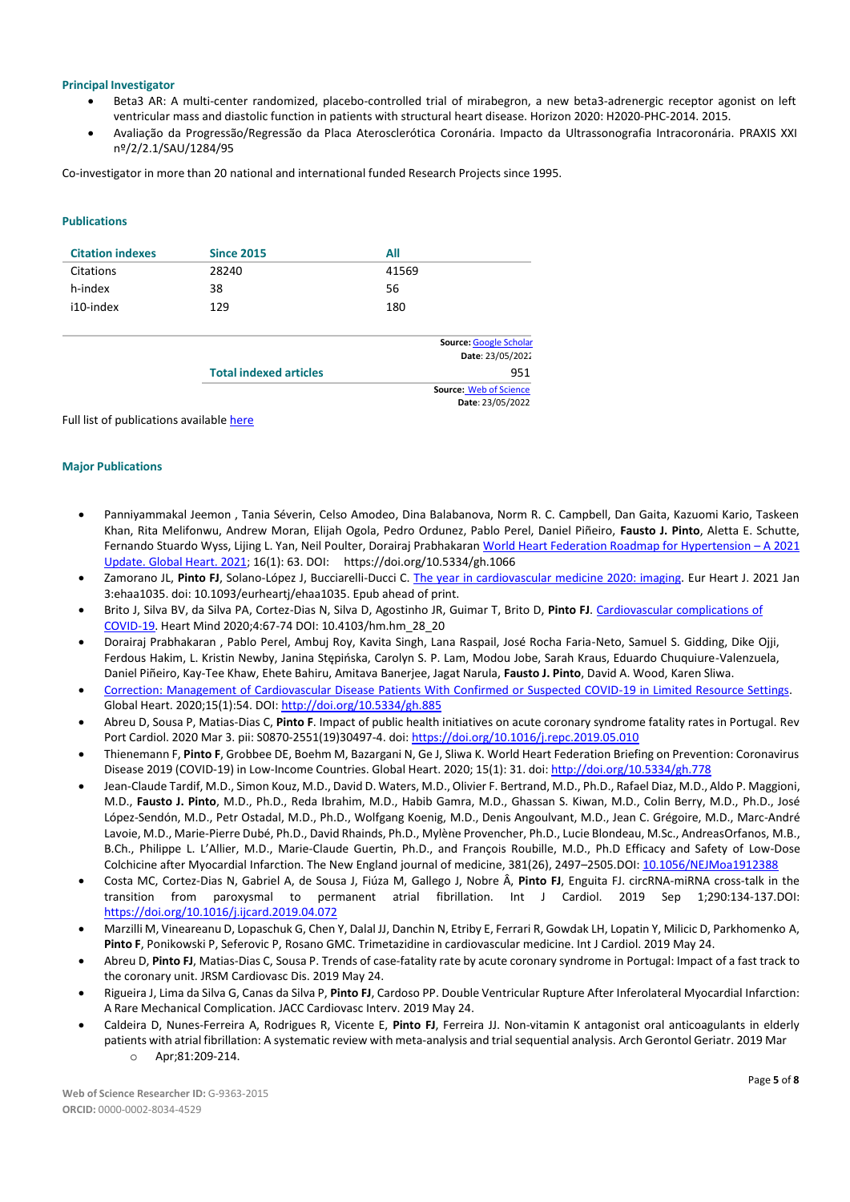### Principal Investigator

- Beta3 AR: A multi-center randomized, placebo-controlled trial of mirabegron, a new beta3-adrenergic receptor agonist on left ventricular mass and diastolic function in patients with structural heart disease. Horizon 2020: H2020-PHC-2014. 2015.
- Avaliação da Progressão/Regressão da Placa Aterosclerótica Coronária. Impacto da Ultrassonografia Intracoronária. PRAXIS XXI nº/2/2.1/SAU/1284/95

Co-investigator in more than 20 national and international funded Research Projects since 1995.

### Publications

| Citation indexes | Since 2015 | All |
| --- | --- | --- |
| Citations | 28240 | 41569 |
| h-index | 38 | 56 |
| i10-index | 129 | 180 |

**Source:** Google Scholar
**Date**: 23/05/2022

| Total indexed articles | 951 |
| --- | --- |

**Source:** Web of Science
**Date**: 23/05/2022

Full list of publications available here

### Major Publications

- Panniyammakal Jeemon , Tania Séverin, Celso Amodeo, Dina Balabanova, Norm R. C. Campbell, Dan Gaita, Kazuomi Kario, Taskeen Khan, Rita Melifonwu, Andrew Moran, Elijah Ogola, Pedro Ordunez, Pablo Perel, Daniel Piñeiro, **Fausto J. Pinto**, Aletta E. Schutte, Fernando Stuardo Wyss, Lijing L. Yan, Neil Poulter, Dorairaj Prabhakaran World Heart Federation Roadmap for Hypertension – A 2021 Update. Global Heart. 2021; 16(1): 63. DOI: https://doi.org/10.5334/gh.1066
- Zamorano JL, **Pinto FJ**, Solano-López J, Bucciarelli-Ducci C. The year in cardiovascular medicine 2020: imaging. Eur Heart J. 2021 Jan 3:ehaa1035. doi: 10.1093/eurheartj/ehaa1035. Epub ahead of print.
- Brito J, Silva BV, da Silva PA, Cortez-Dias N, Silva D, Agostinho JR, Guimar T, Brito D, **Pinto FJ**. Cardiovascular complications of COVID-19. Heart Mind 2020;4:67-74 DOI: 10.4103/hm.hm_28_20
- Dorairaj Prabhakaran , Pablo Perel, Ambuj Roy, Kavita Singh, Lana Raspail, José Rocha Faria-Neto, Samuel S. Gidding, Dike Ojji, Ferdous Hakim, L. Kristin Newby, Janina Stępińska, Carolyn S. P. Lam, Modou Jobe, Sarah Kraus, Eduardo Chuquiure-Valenzuela, Daniel Piñeiro, Kay-Tee Khaw, Ehete Bahiru, Amitava Banerjee, Jagat Narula, **Fausto J. Pinto**, David A. Wood, Karen Sliwa.
- Correction: Management of Cardiovascular Disease Patients With Confirmed or Suspected COVID-19 in Limited Resource Settings. Global Heart. 2020;15(1):54. DOI: http://doi.org/10.5334/gh.885
- Abreu D, Sousa P, Matias-Dias C, **Pinto F**. Impact of public health initiatives on acute coronary syndrome fatality rates in Portugal. Rev Port Cardiol. 2020 Mar 3. pii: S0870-2551(19)30497-4. doi: https://doi.org/10.1016/j.repc.2019.05.010
- Thienemann F, **Pinto F**, Grobbee DE, Boehm M, Bazargani N, Ge J, Sliwa K. World Heart Federation Briefing on Prevention: Coronavirus Disease 2019 (COVID-19) in Low-Income Countries. Global Heart. 2020; 15(1): 31. doi: http://doi.org/10.5334/gh.778
- Jean-Claude Tardif, M.D., Simon Kouz, M.D., David D. Waters, M.D., Olivier F. Bertrand, M.D., Ph.D., Rafael Diaz, M.D., Aldo P. Maggioni, M.D., **Fausto J. Pinto**, M.D., Ph.D., Reda Ibrahim, M.D., Habib Gamra, M.D., Ghassan S. Kiwan, M.D., Colin Berry, M.D., Ph.D., José López-Sendón, M.D., Petr Ostadal, M.D., Ph.D., Wolfgang Koenig, M.D., Denis Angoulvant, M.D., Jean C. Grégoire, M.D., Marc-André Lavoie, M.D., Marie-Pierre Dubé, Ph.D., David Rhainds, Ph.D., Mylène Provencher, Ph.D., Lucie Blondeau, M.Sc., AndreasOrfanos, M.B., B.Ch., Philippe L. L'Allier, M.D., Marie-Claude Guertin, Ph.D., and François Roubille, M.D., Ph.D Efficacy and Safety of Low-Dose Colchicine after Myocardial Infarction. The New England journal of medicine, 381(26), 2497–2505.DOI: 10.1056/NEJMoa1912388
- Costa MC, Cortez-Dias N, Gabriel A, de Sousa J, Fiúza M, Gallego J, Nobre Â, **Pinto FJ**, Enguita FJ. circRNA-miRNA cross-talk in the transition from paroxysmal to permanent atrial fibrillation. Int J Cardiol. 2019 Sep 1;290:134-137.DOI: https://doi.org/10.1016/j.ijcard.2019.04.072
- Marzilli M, Vinereanu D, Lopaschuk G, Chen Y, Dalal JJ, Danchin N, Etriby E, Ferrari R, Gowdak LH, Lopatin Y, Milicic D, Parkhomenko A, **Pinto F**, Ponikowski P, Seferovic P, Rosano GMC. Trimetazidine in cardiovascular medicine. Int J Cardiol. 2019 May 24.
- Abreu D, **Pinto FJ**, Matias-Dias C, Sousa P. Trends of case-fatality rate by acute coronary syndrome in Portugal: Impact of a fast track to the coronary unit. JRSM Cardiovasc Dis. 2019 May 24.
- Rigueira J, Lima da Silva G, Canas da Silva P, **Pinto FJ**, Cardoso PP. Double Ventricular Rupture After Inferolateral Myocardial Infarction: A Rare Mechanical Complication. JACC Cardiovasc Interv. 2019 May 24.
- Caldeira D, Nunes-Ferreira A, Rodrigues R, Vicente E, **Pinto FJ**, Ferreira JJ. Non-vitamin K antagonist oral anticoagulants in elderly patients with atrial fibrillation: A systematic review with meta-analysis and trial sequential analysis. Arch Gerontol Geriatr. 2019 Mar
    - Apr;81:209-214.

**Web of Science Researcher ID:** G-9363-2015
**ORCID:** 0000-0002-8034-4529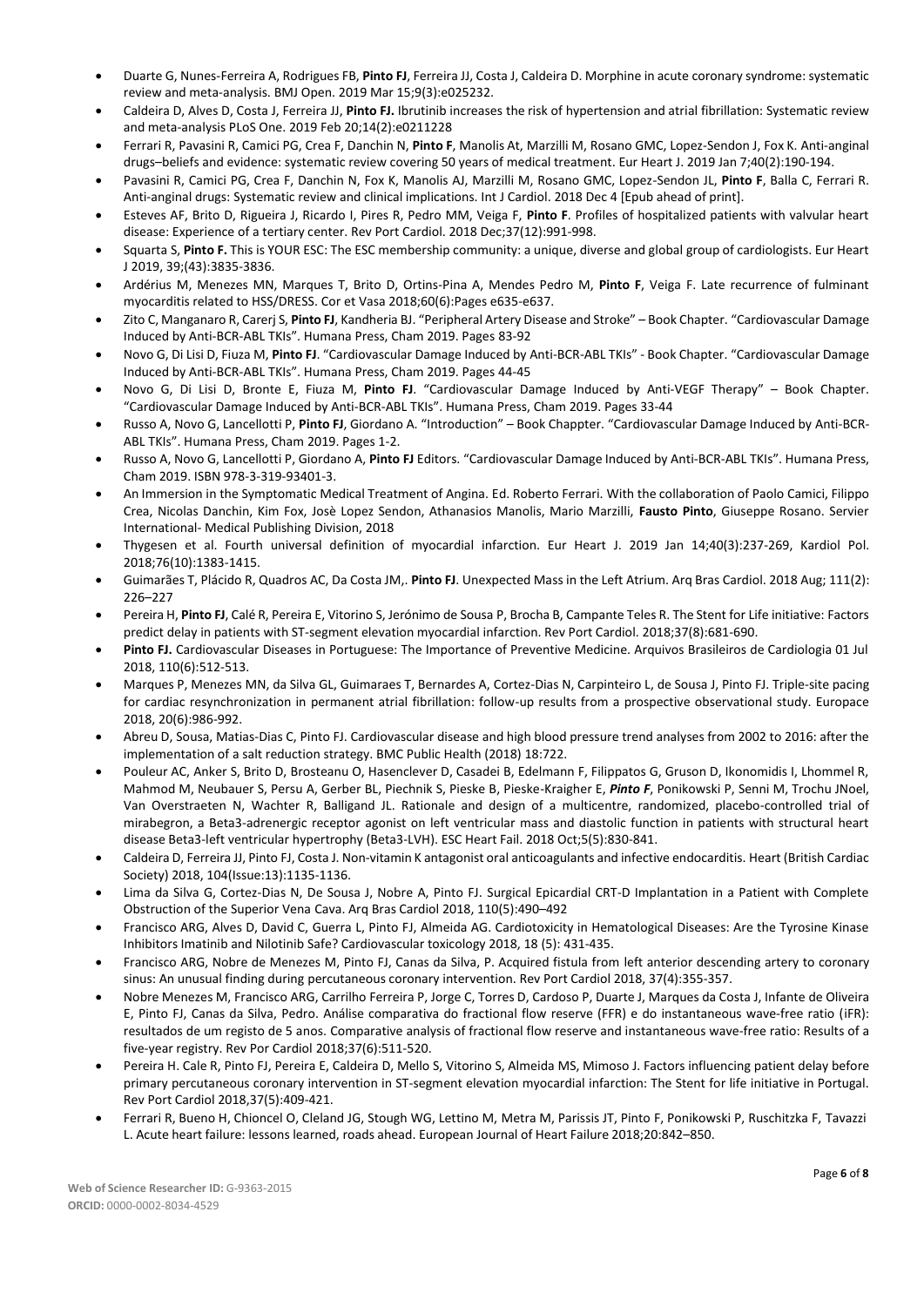- Duarte G, Nunes-Ferreira A, Rodrigues FB, **Pinto FJ**, Ferreira JJ, Costa J, Caldeira D. Morphine in acute coronary syndrome: systematic review and meta-analysis. BMJ Open. 2019 Mar 15;9(3):e025232.
- Caldeira D, Alves D, Costa J, Ferreira JJ, **Pinto FJ.** Ibrutinib increases the risk of hypertension and atrial fibrillation: Systematic review and meta-analysis PLoS One. 2019 Feb 20;14(2):e0211228
- Ferrari R, Pavasini R, Camici PG, Crea F, Danchin N, **Pinto F**, Manolis At, Marzilli M, Rosano GMC, Lopez-Sendon J, Fox K. Anti-anginal drugs–beliefs and evidence: systematic review covering 50 years of medical treatment. Eur Heart J. 2019 Jan 7;40(2):190-194.
- Pavasini R, Camici PG, Crea F, Danchin N, Fox K, Manolis AJ, Marzilli M, Rosano GMC, Lopez-Sendon JL, **Pinto F**, Balla C, Ferrari R. Anti-anginal drugs: Systematic review and clinical implications. Int J Cardiol. 2018 Dec 4 [Epub ahead of print].
- Esteves AF, Brito D, Rigueira J, Ricardo I, Pires R, Pedro MM, Veiga F, **Pinto F**. Profiles of hospitalized patients with valvular heart disease: Experience of a tertiary center. Rev Port Cardiol. 2018 Dec;37(12):991-998.
- Squarta S, **Pinto F.** This is YOUR ESC: The ESC membership community: a unique, diverse and global group of cardiologists. Eur Heart J 2019, 39;(43):3835-3836.
- Ardérius M, Menezes MN, Marques T, Brito D, Ortins-Pina A, Mendes Pedro M, **Pinto F**, Veiga F. Late recurrence of fulminant myocarditis related to HSS/DRESS. Cor et Vasa 2018;60(6):Pages e635-e637.
- Zito C, Manganaro R, Carerj S, **Pinto FJ**, Kandheria BJ. "Peripheral Artery Disease and Stroke" – Book Chapter. "Cardiovascular Damage Induced by Anti-BCR-ABL TKIs". Humana Press, Cham 2019. Pages 83-92
- Novo G, Di Lisi D, Fiuza M, **Pinto FJ**. "Cardiovascular Damage Induced by Anti-BCR-ABL TKIs" - Book Chapter. "Cardiovascular Damage Induced by Anti-BCR-ABL TKIs". Humana Press, Cham 2019. Pages 44-45
- Novo G, Di Lisi D, Bronte E, Fiuza M, **Pinto FJ**. "Cardiovascular Damage Induced by Anti-VEGF Therapy" – Book Chapter. "Cardiovascular Damage Induced by Anti-BCR-ABL TKIs". Humana Press, Cham 2019. Pages 33-44
- Russo A, Novo G, Lancellotti P, **Pinto FJ**, Giordano A. "Introduction" – Book Chappter. "Cardiovascular Damage Induced by Anti-BCR-ABL TKIs". Humana Press, Cham 2019. Pages 1-2.
- Russo A, Novo G, Lancellotti P, Giordano A, **Pinto FJ** Editors. "Cardiovascular Damage Induced by Anti-BCR-ABL TKIs". Humana Press, Cham 2019. ISBN 978-3-319-93401-3.
- An Immersion in the Symptomatic Medical Treatment of Angina. Ed. Roberto Ferrari. With the collaboration of Paolo Camici, Filippo Crea, Nicolas Danchin, Kim Fox, Josè Lopez Sendon, Athanasios Manolis, Mario Marzilli, **Fausto Pinto**, Giuseppe Rosano. Servier International- Medical Publishing Division, 2018
- Thygesen et al. Fourth universal definition of myocardial infarction. Eur Heart J. 2019 Jan 14;40(3):237-269, Kardiol Pol. 2018;76(10):1383-1415.
- Guimarães T, Plácido R, Quadros AC, Da Costa JM,. **Pinto FJ**. Unexpected Mass in the Left Atrium. Arq Bras Cardiol. 2018 Aug; 111(2): 226–227
- Pereira H, **Pinto FJ**, Calé R, Pereira E, Vitorino S, Jerónimo de Sousa P, Brocha B, Campante Teles R. The Stent for Life initiative: Factors predict delay in patients with ST-segment elevation myocardial infarction. Rev Port Cardiol. 2018;37(8):681-690.
- **Pinto FJ.** Cardiovascular Diseases in Portuguese: The Importance of Preventive Medicine. Arquivos Brasileiros de Cardiologia 01 Jul 2018, 110(6):512-513.
- Marques P, Menezes MN, da Silva GL, Guimaraes T, Bernardes A, Cortez-Dias N, Carpinteiro L, de Sousa J, Pinto FJ. Triple-site pacing for cardiac resynchronization in permanent atrial fibrillation: follow-up results from a prospective observational study. Europace 2018, 20(6):986-992.
- Abreu D, Sousa, Matias-Dias C, Pinto FJ. Cardiovascular disease and high blood pressure trend analyses from 2002 to 2016: after the implementation of a salt reduction strategy. BMC Public Health (2018) 18:722.
- Pouleur AC, Anker S, Brito D, Brosteanu O, Hasenclever D, Casadei B, Edelmann F, Filippatos G, Gruson D, Ikonomidis I, Lhommel R, Mahmod M, Neubauer S, Persu A, Gerber BL, Piechnik S, Pieske B, Pieske-Kraigher E, ***Pinto F***, Ponikowski P, Senni M, Trochu JNoel, Van Overstraeten N, Wachter R, Balligand JL. Rationale and design of a multicentre, randomized, placebo-controlled trial of mirabegron, a Beta3-adrenergic receptor agonist on left ventricular mass and diastolic function in patients with structural heart disease Beta3-left ventricular hypertrophy (Beta3-LVH). ESC Heart Fail. 2018 Oct;5(5):830-841.
- Caldeira D, Ferreira JJ, Pinto FJ, Costa J. Non-vitamin K antagonist oral anticoagulants and infective endocarditis. Heart (British Cardiac Society) 2018, 104(Issue:13):1135-1136.
- Lima da Silva G, Cortez-Dias N, De Sousa J, Nobre A, Pinto FJ. Surgical Epicardial CRT-D Implantation in a Patient with Complete Obstruction of the Superior Vena Cava. Arq Bras Cardiol 2018, 110(5):490–492
- Francisco ARG, Alves D, David C, Guerra L, Pinto FJ, Almeida AG. Cardiotoxicity in Hematological Diseases: Are the Tyrosine Kinase Inhibitors Imatinib and Nilotinib Safe? Cardiovascular toxicology 2018, 18 (5): 431-435.
- Francisco ARG, Nobre de Menezes M, Pinto FJ, Canas da Silva, P. Acquired fistula from left anterior descending artery to coronary sinus: An unusual finding during percutaneous coronary intervention. Rev Port Cardiol 2018, 37(4):355-357.
- Nobre Menezes M, Francisco ARG, Carrilho Ferreira P, Jorge C, Torres D, Cardoso P, Duarte J, Marques da Costa J, Infante de Oliveira E, Pinto FJ, Canas da Silva, Pedro. Análise comparativa do fractional flow reserve (FFR) e do instantaneous wave-free ratio (iFR): resultados de um registo de 5 anos. Comparative analysis of fractional flow reserve and instantaneous wave-free ratio: Results of a five-year registry. Rev Por Cardiol 2018;37(6):511-520.
- Pereira H. Cale R, Pinto FJ, Pereira E, Caldeira D, Mello S, Vitorino S, Almeida MS, Mimoso J. Factors influencing patient delay before primary percutaneous coronary intervention in ST-segment elevation myocardial infarction: The Stent for life initiative in Portugal. Rev Port Cardiol 2018,37(5):409-421.
- Ferrari R, Bueno H, Chioncel O, Cleland JG, Stough WG, Lettino M, Metra M, Parissis JT, Pinto F, Ponikowski P, Ruschitzka F, Tavazzi L. Acute heart failure: lessons learned, roads ahead. European Journal of Heart Failure 2018;20:842–850.

**Web of Science Researcher ID:** G-9363-2015
**ORCID:** 0000-0002-8034-4529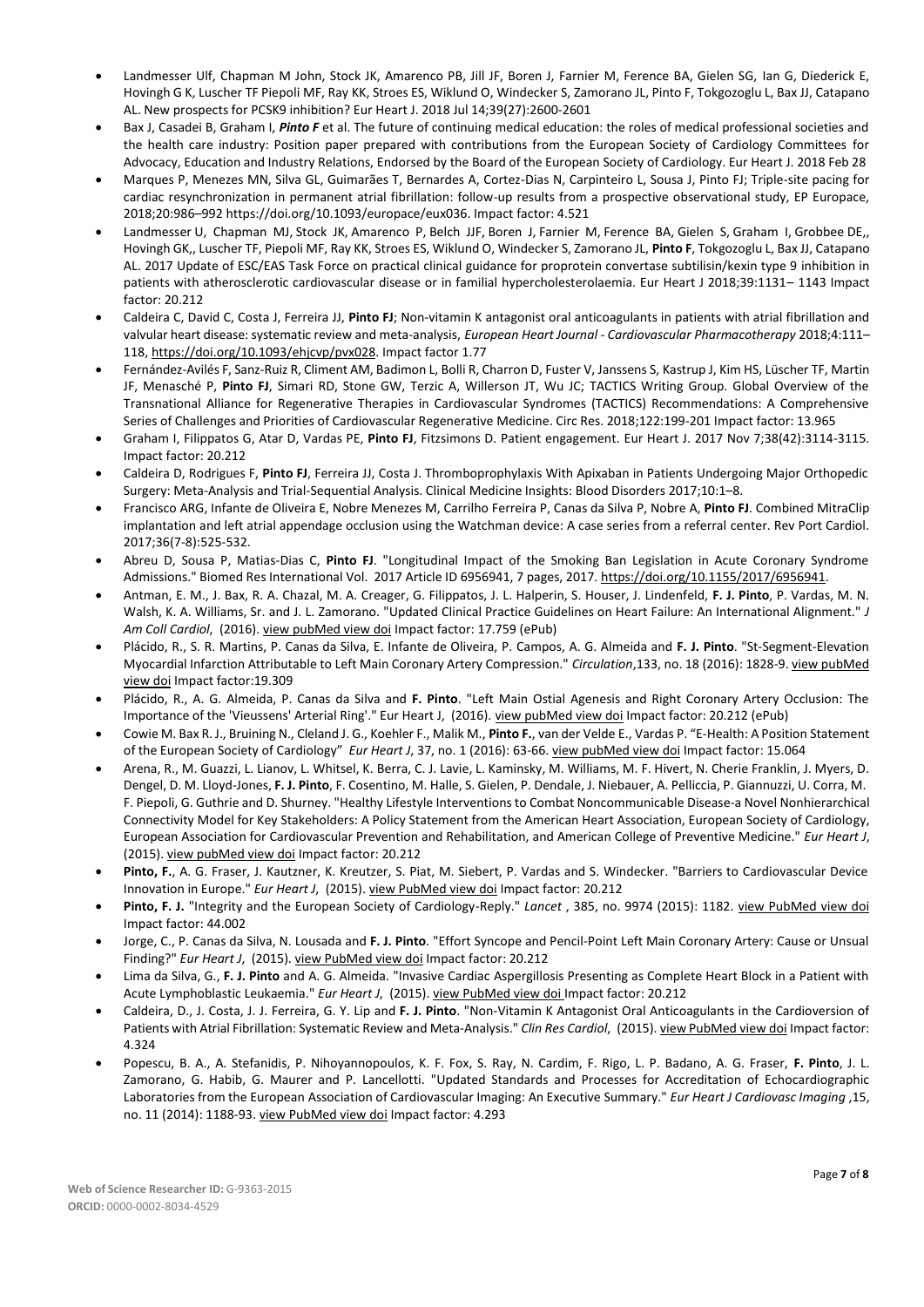- Landmesser Ulf, Chapman M John, Stock JK, Amarenco PB, Jill JF, Boren J, Farnier M, Ference BA, Gielen SG, Ian G, Diederick E, Hovingh G K, Luscher TF Piepoli MF, Ray KK, Stroes ES, Wiklund O, Windecker S, Zamorano JL, Pinto F, Tokgozoglu L, Bax JJ, Catapano AL. New prospects for PCSK9 inhibition? Eur Heart J. 2018 Jul 14;39(27):2600-2601
- Bax J, Casadei B, Graham I, ***Pinto F*** et al. The future of continuing medical education: the roles of medical professional societies and the health care industry: Position paper prepared with contributions from the European Society of Cardiology Committees for Advocacy, Education and Industry Relations, Endorsed by the Board of the European Society of Cardiology. Eur Heart J. 2018 Feb 28
- Marques P, Menezes MN, Silva GL, Guimarães T, Bernardes A, Cortez-Dias N, Carpinteiro L, Sousa J, Pinto FJ; Triple-site pacing for cardiac resynchronization in permanent atrial fibrillation: follow-up results from a prospective observational study, EP Europace, 2018;20:986–992 https://doi.org/10.1093/europace/eux036. Impact factor: 4.521
- Landmesser U, Chapman MJ, Stock JK, Amarenco P, Belch JJF, Boren J, Farnier M, Ference BA, Gielen S, Graham I, Grobbee DE,, Hovingh GK,, Luscher TF, Piepoli MF, Ray KK, Stroes ES, Wiklund O, Windecker S, Zamorano JL, **Pinto F**, Tokgozoglu L, Bax JJ, Catapano AL. 2017 Update of ESC/EAS Task Force on practical clinical guidance for proprotein convertase subtilisin/kexin type 9 inhibition in patients with atherosclerotic cardiovascular disease or in familial hypercholesterolaemia. Eur Heart J 2018;39:1131– 1143 Impact factor: 20.212
- Caldeira C, David C, Costa J, Ferreira JJ, **Pinto FJ**; Non-vitamin K antagonist oral anticoagulants in patients with atrial fibrillation and valvular heart disease: systematic review and meta-analysis, *European Heart Journal - Cardiovascular Pharmacotherapy* 2018;4:111–118, https://doi.org/10.1093/ehjcvp/pvx028. Impact factor 1.77
- Fernández-Avilés F, Sanz-Ruiz R, Climent AM, Badimon L, Bolli R, Charron D, Fuster V, Janssens S, Kastrup J, Kim HS, Lüscher TF, Martin JF, Menasché P, **Pinto FJ**, Simari RD, Stone GW, Terzic A, Willerson JT, Wu JC; TACTICS Writing Group. Global Overview of the Transnational Alliance for Regenerative Therapies in Cardiovascular Syndromes (TACTICS) Recommendations: A Comprehensive Series of Challenges and Priorities of Cardiovascular Regenerative Medicine. Circ Res. 2018;122:199-201 Impact factor: 13.965
- Graham I, Filippatos G, Atar D, Vardas PE, **Pinto FJ**, Fitzsimons D. Patient engagement. Eur Heart J. 2017 Nov 7;38(42):3114-3115. Impact factor: 20.212
- Caldeira D, Rodrigues F, **Pinto FJ**, Ferreira JJ, Costa J. Thromboprophylaxis With Apixaban in Patients Undergoing Major Orthopedic Surgery: Meta-Analysis and Trial-Sequential Analysis. Clinical Medicine Insights: Blood Disorders 2017;10:1–8.
- Francisco ARG, Infante de Oliveira E, Nobre Menezes M, Carrilho Ferreira P, Canas da Silva P, Nobre A, **Pinto FJ**. Combined MitraClip implantation and left atrial appendage occlusion using the Watchman device: A case series from a referral center. Rev Port Cardiol. 2017;36(7-8):525-532.
- Abreu D, Sousa P, Matias-Dias C, **Pinto FJ**. "Longitudinal Impact of the Smoking Ban Legislation in Acute Coronary Syndrome Admissions." Biomed Res International Vol. 2017 Article ID 6956941, 7 pages, 2017. https://doi.org/10.1155/2017/6956941.
- Antman, E. M., J. Bax, R. A. Chazal, M. A. Creager, G. Filippatos, J. L. Halperin, S. Houser, J. Lindenfeld, **F. J. Pinto**, P. Vardas, M. N. Walsh, K. A. Williams, Sr. and J. L. Zamorano. "Updated Clinical Practice Guidelines on Heart Failure: An International Alignment." *J Am Coll Cardiol*, (2016). view pubMed view doi Impact factor: 17.759 (ePub)
- Plácido, R., S. R. Martins, P. Canas da Silva, E. Infante de Oliveira, P. Campos, A. G. Almeida and **F. J. Pinto**. "St-Segment-Elevation Myocardial Infarction Attributable to Left Main Coronary Artery Compression." *Circulation*,133, no. 18 (2016): 1828-9. view pubMed view doi Impact factor:19.309
- Plácido, R., A. G. Almeida, P. Canas da Silva and **F. Pinto**. "Left Main Ostial Agenesis and Right Coronary Artery Occlusion: The Importance of the 'Vieussens' Arterial Ring'." Eur Heart J, (2016). view pubMed view doi Impact factor: 20.212 (ePub)
- Cowie M. Bax R. J., Bruining N., Cleland J. G., Koehler F., Malik M., **Pinto F.**, van der Velde E., Vardas P. "E-Health: A Position Statement of the European Society of Cardiology" *Eur Heart J*, 37, no. 1 (2016): 63-66. view pubMed view doi Impact factor: 15.064
- Arena, R., M. Guazzi, L. Lianov, L. Whitsel, K. Berra, C. J. Lavie, L. Kaminsky, M. Williams, M. F. Hivert, N. Cherie Franklin, J. Myers, D. Dengel, D. M. Lloyd-Jones, **F. J. Pinto**, F. Cosentino, M. Halle, S. Gielen, P. Dendale, J. Niebauer, A. Pelliccia, P. Giannuzzi, U. Corra, M. F. Piepoli, G. Guthrie and D. Shurney. "Healthy Lifestyle Interventions to Combat Noncommunicable Disease-a Novel Nonhierarchical Connectivity Model for Key Stakeholders: A Policy Statement from the American Heart Association, European Society of Cardiology, European Association for Cardiovascular Prevention and Rehabilitation, and American College of Preventive Medicine." *Eur Heart J*, (2015). view pubMed view doi Impact factor: 20.212
- **Pinto, F.**, A. G. Fraser, J. Kautzner, K. Kreutzer, S. Piat, M. Siebert, P. Vardas and S. Windecker. "Barriers to Cardiovascular Device Innovation in Europe." *Eur Heart J*, (2015). view PubMed view doi Impact factor: 20.212
- **Pinto, F. J.** "Integrity and the European Society of Cardiology-Reply." *Lancet* , 385, no. 9974 (2015): 1182. view PubMed view doi Impact factor: 44.002
- Jorge, C., P. Canas da Silva, N. Lousada and **F. J. Pinto**. "Effort Syncope and Pencil-Point Left Main Coronary Artery: Cause or Unsual Finding?" *Eur Heart J*, (2015). view PubMed view doi Impact factor: 20.212
- Lima da Silva, G., **F. J. Pinto** and A. G. Almeida. "Invasive Cardiac Aspergillosis Presenting as Complete Heart Block in a Patient with Acute Lymphoblastic Leukaemia." *Eur Heart J*, (2015). view PubMed view doi Impact factor: 20.212
- Caldeira, D., J. Costa, J. J. Ferreira, G. Y. Lip and **F. J. Pinto**. "Non-Vitamin K Antagonist Oral Anticoagulants in the Cardioversion of Patients with Atrial Fibrillation: Systematic Review and Meta-Analysis." *Clin Res Cardiol*, (2015). view PubMed view doi Impact factor: 4.324
- Popescu, B. A., A. Stefanidis, P. Nihoyannopoulos, K. F. Fox, S. Ray, N. Cardim, F. Rigo, L. P. Badano, A. G. Fraser, **F. Pinto**, J. L. Zamorano, G. Habib, G. Maurer and P. Lancellotti. "Updated Standards and Processes for Accreditation of Echocardiographic Laboratories from the European Association of Cardiovascular Imaging: An Executive Summary." *Eur Heart J Cardiovasc Imaging* ,15, no. 11 (2014): 1188-93. view PubMed view doi Impact factor: 4.293

**Web of Science Researcher ID:** G-9363-2015
**ORCID:** 0000-0002-8034-4529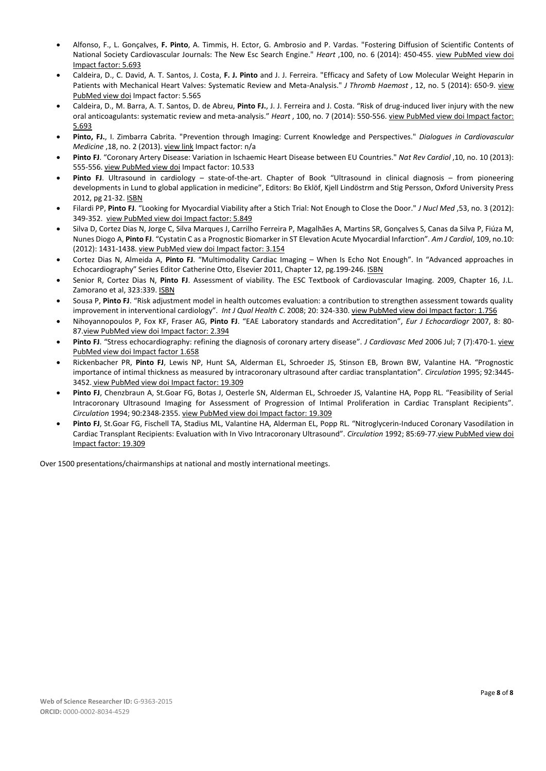- Alfonso, F., L. Gonçalves, **F. Pinto**, A. Timmis, H. Ector, G. Ambrosio and P. Vardas. "Fostering Diffusion of Scientific Contents of National Society Cardiovascular Journals: The New Esc Search Engine." *Heart* ,100, no. 6 (2014): 450-455. view PubMed view doi Impact factor: 5.693
- Caldeira, D., C. David, A. T. Santos, J. Costa, **F. J. Pinto** and J. J. Ferreira. "Efficacy and Safety of Low Molecular Weight Heparin in Patients with Mechanical Heart Valves: Systematic Review and Meta-Analysis." *J Thromb Haemost* , 12, no. 5 (2014): 650-9. view PubMed view doi Impact factor: 5.565
- Caldeira, D., M. Barra, A. T. Santos, D. de Abreu, **Pinto FJ.**, J. J. Ferreira and J. Costa. "Risk of drug-induced liver injury with the new oral anticoagulants: systematic review and meta-analysis." *Heart* , 100, no. 7 (2014): 550-556. view PubMed view doi Impact factor: 5.693
- **Pinto, FJ.**, I. Zimbarra Cabrita. "Prevention through Imaging: Current Knowledge and Perspectives." *Dialogues in Cardiovascular Medicine* ,18, no. 2 (2013). view link Impact factor: n/a
- **Pinto FJ**. "Coronary Artery Disease: Variation in Ischaemic Heart Disease between EU Countries." *Nat Rev Cardiol* ,10, no. 10 (2013): 555-556. view PubMed view doi Impact factor: 10.533
- **Pinto FJ**. Ultrasound in cardiology – state-of-the-art. Chapter of Book "Ultrasound in clinical diagnosis – from pioneering developments in Lund to global application in medicine", Editors: Bo Eklöf, Kjell Lindöstrm and Stig Persson, Oxford University Press 2012, pg 21-32. ISBN
- Filardi PP, **Pinto FJ**. "Looking for Myocardial Viability after a Stich Trial: Not Enough to Close the Door." *J Nucl Med* ,53, no. 3 (2012): 349-352. view PubMed view doi Impact factor: 5.849
- Silva D, Cortez Dias N, Jorge C, Silva Marques J, Carrilho Ferreira P, Magalhães A, Martins SR, Gonçalves S, Canas da Silva P, Fiúza M, Nunes Diogo A, **Pinto FJ**. "Cystatin C as a Prognostic Biomarker in ST Elevation Acute Myocardial Infarction". *Am J Cardiol*, 109, no.10: (2012): 1431-1438. view PubMed view doi Impact factor: 3.154
- Cortez Dias N, Almeida A, **Pinto FJ**. "Multimodality Cardiac Imaging – When Is Echo Not Enough". In "Advanced approaches in Echocardiography" Series Editor Catherine Otto, Elsevier 2011, Chapter 12, pg.199-246. ISBN
- Senior R, Cortez Dias N, **Pinto FJ**. Assessment of viability. The ESC Textbook of Cardiovascular Imaging. 2009, Chapter 16, J.L. Zamorano et al, 323:339. ISBN
- Sousa P, **Pinto FJ**. "Risk adjustment model in health outcomes evaluation: a contribution to strengthen assessment towards quality improvement in interventional cardiology". *Int J Qual Health C*. 2008; 20: 324-330. view PubMed view doi Impact factor: 1.756
- Nihoyannopoulos P, Fox KF, Fraser AG, **Pinto FJ**. "EAE Laboratory standards and Accreditation", *Eur J Echocardiogr* 2007, 8: 80-87.view PubMed view doi Impact factor: 2.394
- **Pinto FJ**. "Stress echocardiography: refining the diagnosis of coronary artery disease". *J Cardiovasc Med* 2006 Jul; 7 (7):470-1. view PubMed view doi Impact factor 1.658
- Rickenbacher PR, **Pinto FJ**, Lewis NP, Hunt SA, Alderman EL, Schroeder JS, Stinson EB, Brown BW, Valantine HA. "Prognostic importance of intimal thickness as measured by intracoronary ultrasound after cardiac transplantation". *Circulation* 1995; 92:3445-3452. view PubMed view doi Impact factor: 19.309
- **Pinto FJ**, Chenzbraun A, St.Goar FG, Botas J, Oesterle SN, Alderman EL, Schroeder JS, Valantine HA, Popp RL. "Feasibility of Serial Intracoronary Ultrasound Imaging for Assessment of Progression of Intimal Proliferation in Cardiac Transplant Recipients". *Circulation* 1994; 90:2348-2355. view PubMed view doi Impact factor: 19.309
- **Pinto FJ**, St.Goar FG, Fischell TA, Stadius ML, Valantine HA, Alderman EL, Popp RL. "Nitroglycerin-Induced Coronary Vasodilation in Cardiac Transplant Recipients: Evaluation with In Vivo Intracoronary Ultrasound". *Circulation* 1992; 85:69-77.view PubMed view doi Impact factor: 19.309

Over 1500 presentations/chairmanships at national and mostly international meetings.

**Web of Science Researcher ID:** G-9363-2015
**ORCID:** 0000-0002-8034-4529